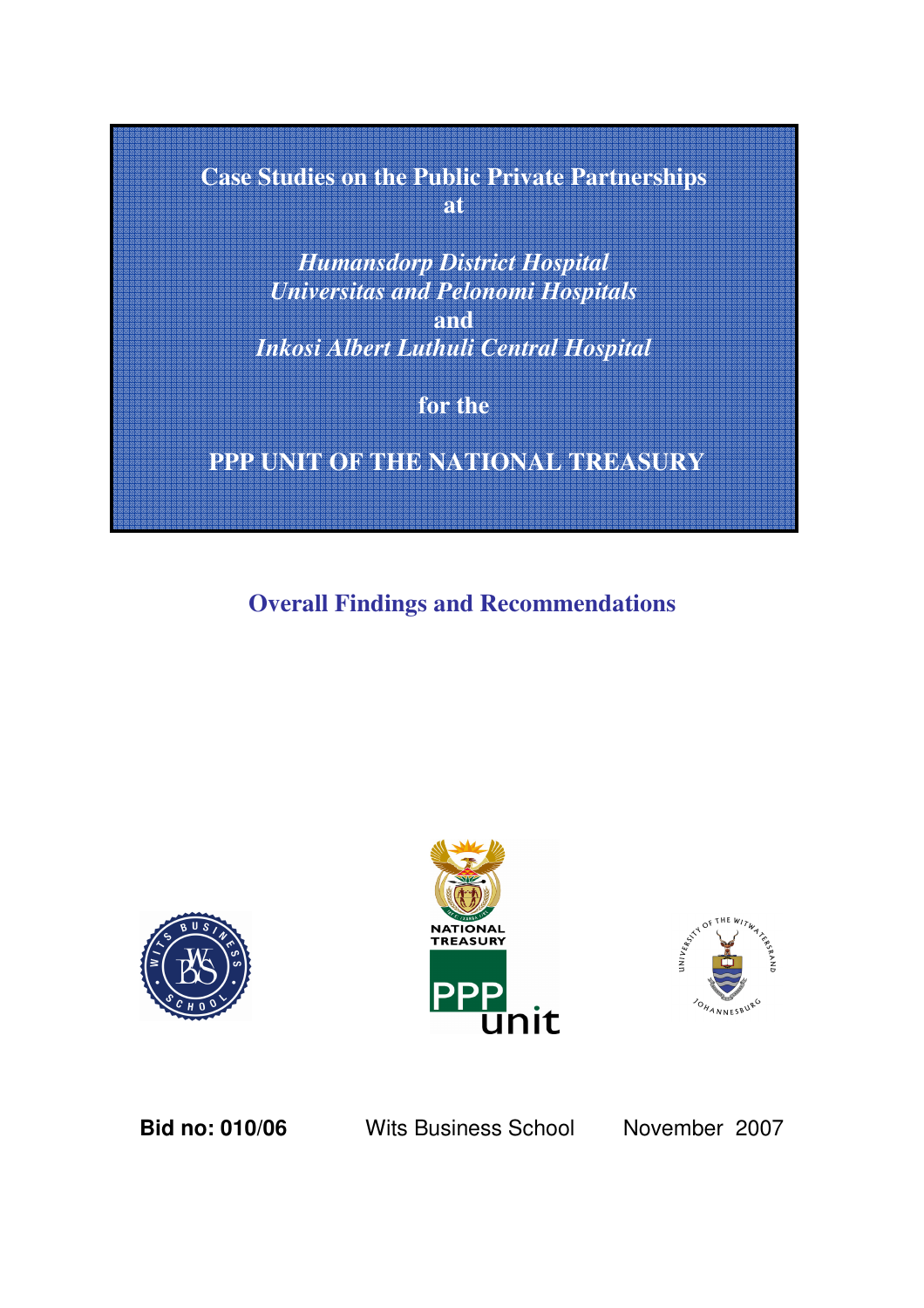# Case Studies on the Public Private Partnerships at

***Humansdorp District Hospital***
***Universitas and Pelonomi Hospitals***
**and**
***Inkosi Albert Luthuli Central Hospital***

**for the**

**PPP UNIT OF THE NATIONAL TREASURY**

## Overall Findings and Recommendations

NATIONAL TREASURY

PPP unit

**Bid no: 010/06** Wits Business School November 2007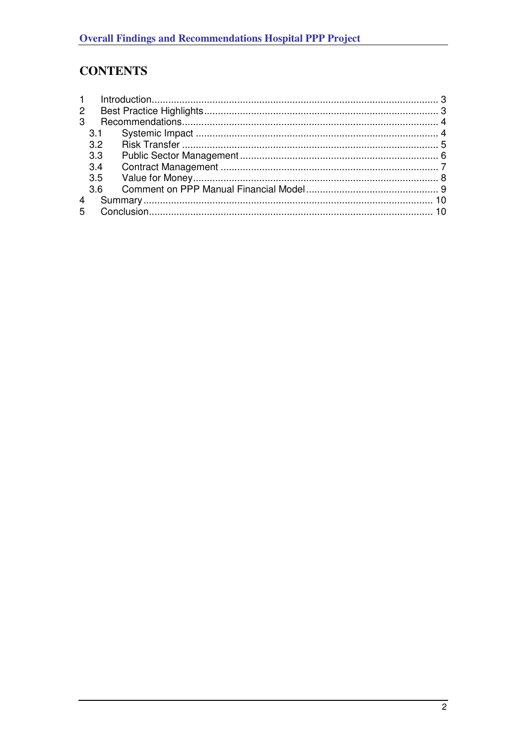## CONTENTS

1 Introduction........................................................................................................ 3
2 Best Practice Highlights..................................................................................... 3
3 Recommendations............................................................................................. 4
  3.1 Systemic Impact ........................................................................................ 4
  3.2 Risk Transfer ............................................................................................. 5
  3.3 Public Sector Management ........................................................................ 6
  3.4 Contract Management ............................................................................... 7
  3.5 Value for Money......................................................................................... 8
  3.6 Comment on PPP Manual Financial Model ................................................ 9
4 Summary......................................................................................................... 10
5 Conclusion....................................................................................................... 10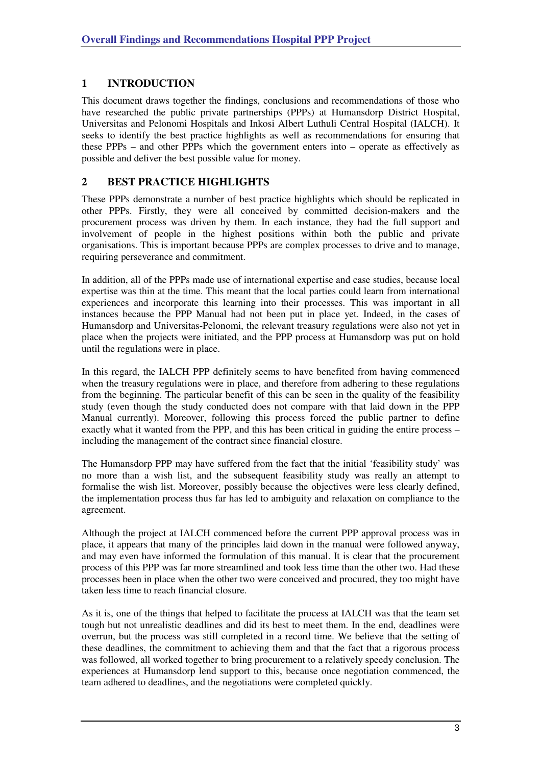## 1 INTRODUCTION

This document draws together the findings, conclusions and recommendations of those who have researched the public private partnerships (PPPs) at Humansdorp District Hospital, Universitas and Pelonomi Hospitals and Inkosi Albert Luthuli Central Hospital (IALCH). It seeks to identify the best practice highlights as well as recommendations for ensuring that these PPPs – and other PPPs which the government enters into – operate as effectively as possible and deliver the best possible value for money.

## 2 BEST PRACTICE HIGHLIGHTS

These PPPs demonstrate a number of best practice highlights which should be replicated in other PPPs. Firstly, they were all conceived by committed decision-makers and the procurement process was driven by them. In each instance, they had the full support and involvement of people in the highest positions within both the public and private organisations. This is important because PPPs are complex processes to drive and to manage, requiring perseverance and commitment.

In addition, all of the PPPs made use of international expertise and case studies, because local expertise was thin at the time. This meant that the local parties could learn from international experiences and incorporate this learning into their processes. This was important in all instances because the PPP Manual had not been put in place yet. Indeed, in the cases of Humansdorp and Universitas-Pelonomi, the relevant treasury regulations were also not yet in place when the projects were initiated, and the PPP process at Humansdorp was put on hold until the regulations were in place.

In this regard, the IALCH PPP definitely seems to have benefited from having commenced when the treasury regulations were in place, and therefore from adhering to these regulations from the beginning. The particular benefit of this can be seen in the quality of the feasibility study (even though the study conducted does not compare with that laid down in the PPP Manual currently). Moreover, following this process forced the public partner to define exactly what it wanted from the PPP, and this has been critical in guiding the entire process – including the management of the contract since financial closure.

The Humansdorp PPP may have suffered from the fact that the initial 'feasibility study' was no more than a wish list, and the subsequent feasibility study was really an attempt to formalise the wish list. Moreover, possibly because the objectives were less clearly defined, the implementation process thus far has led to ambiguity and relaxation on compliance to the agreement.

Although the project at IALCH commenced before the current PPP approval process was in place, it appears that many of the principles laid down in the manual were followed anyway, and may even have informed the formulation of this manual. It is clear that the procurement process of this PPP was far more streamlined and took less time than the other two. Had these processes been in place when the other two were conceived and procured, they too might have taken less time to reach financial closure.

As it is, one of the things that helped to facilitate the process at IALCH was that the team set tough but not unrealistic deadlines and did its best to meet them. In the end, deadlines were overrun, but the process was still completed in a record time. We believe that the setting of these deadlines, the commitment to achieving them and that the fact that a rigorous process was followed, all worked together to bring procurement to a relatively speedy conclusion. The experiences at Humansdorp lend support to this, because once negotiation commenced, the team adhered to deadlines, and the negotiations were completed quickly.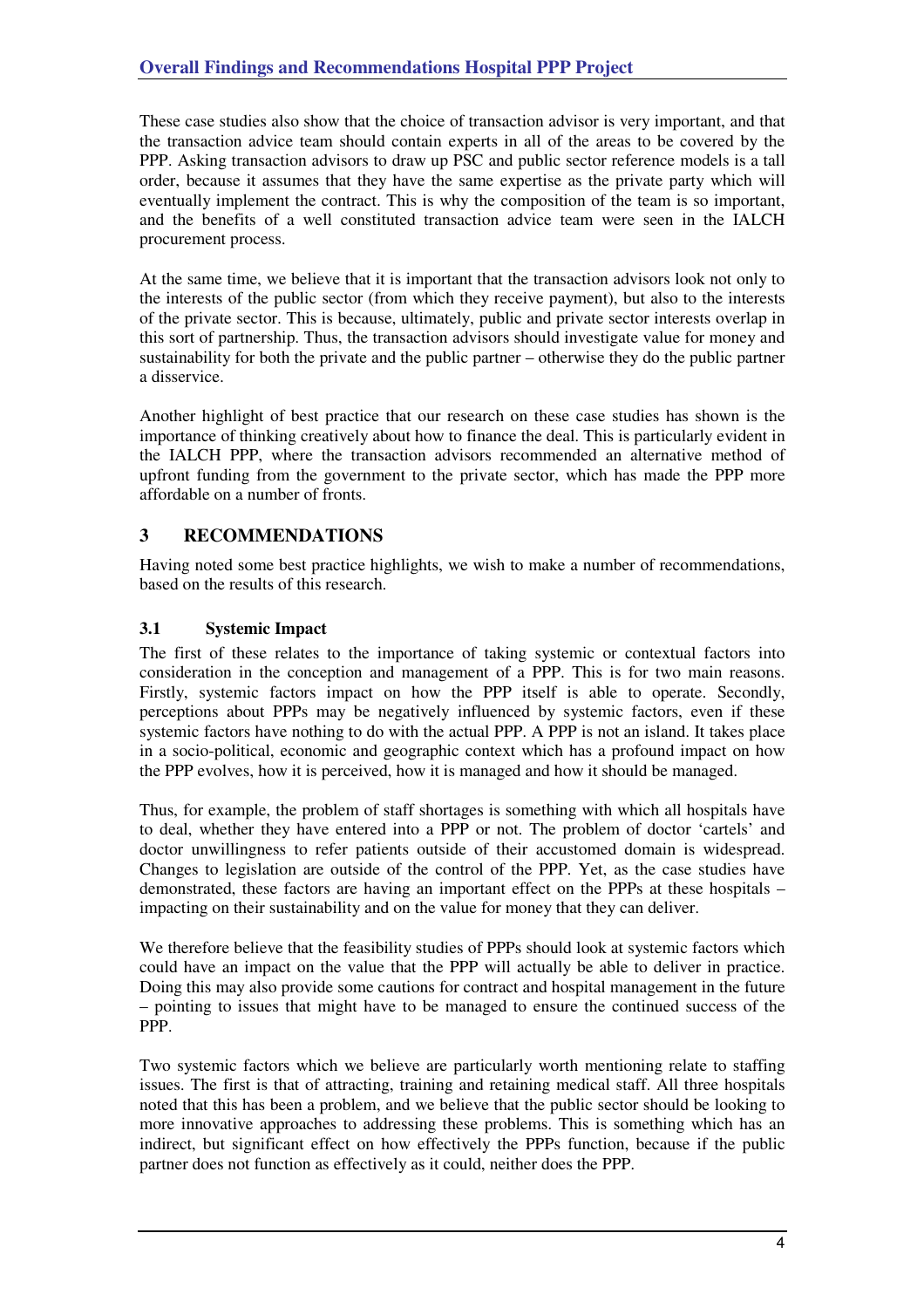These case studies also show that the choice of transaction advisor is very important, and that the transaction advice team should contain experts in all of the areas to be covered by the PPP. Asking transaction advisors to draw up PSC and public sector reference models is a tall order, because it assumes that they have the same expertise as the private party which will eventually implement the contract. This is why the composition of the team is so important, and the benefits of a well constituted transaction advice team were seen in the IALCH procurement process.

At the same time, we believe that it is important that the transaction advisors look not only to the interests of the public sector (from which they receive payment), but also to the interests of the private sector. This is because, ultimately, public and private sector interests overlap in this sort of partnership. Thus, the transaction advisors should investigate value for money and sustainability for both the private and the public partner – otherwise they do the public partner a disservice.

Another highlight of best practice that our research on these case studies has shown is the importance of thinking creatively about how to finance the deal. This is particularly evident in the IALCH PPP, where the transaction advisors recommended an alternative method of upfront funding from the government to the private sector, which has made the PPP more affordable on a number of fronts.

# 3 RECOMMENDATIONS

Having noted some best practice highlights, we wish to make a number of recommendations, based on the results of this research.

## 3.1 Systemic Impact

The first of these relates to the importance of taking systemic or contextual factors into consideration in the conception and management of a PPP. This is for two main reasons. Firstly, systemic factors impact on how the PPP itself is able to operate. Secondly, perceptions about PPPs may be negatively influenced by systemic factors, even if these systemic factors have nothing to do with the actual PPP. A PPP is not an island. It takes place in a socio-political, economic and geographic context which has a profound impact on how the PPP evolves, how it is perceived, how it is managed and how it should be managed.

Thus, for example, the problem of staff shortages is something with which all hospitals have to deal, whether they have entered into a PPP or not. The problem of doctor 'cartels' and doctor unwillingness to refer patients outside of their accustomed domain is widespread. Changes to legislation are outside of the control of the PPP. Yet, as the case studies have demonstrated, these factors are having an important effect on the PPPs at these hospitals – impacting on their sustainability and on the value for money that they can deliver.

We therefore believe that the feasibility studies of PPPs should look at systemic factors which could have an impact on the value that the PPP will actually be able to deliver in practice. Doing this may also provide some cautions for contract and hospital management in the future – pointing to issues that might have to be managed to ensure the continued success of the PPP.

Two systemic factors which we believe are particularly worth mentioning relate to staffing issues. The first is that of attracting, training and retaining medical staff. All three hospitals noted that this has been a problem, and we believe that the public sector should be looking to more innovative approaches to addressing these problems. This is something which has an indirect, but significant effect on how effectively the PPPs function, because if the public partner does not function as effectively as it could, neither does the PPP.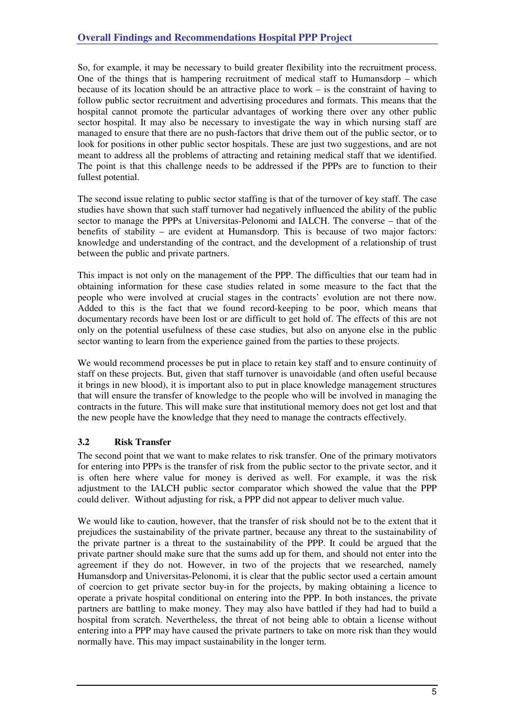So, for example, it may be necessary to build greater flexibility into the recruitment process. One of the things that is hampering recruitment of medical staff to Humansdorp – which because of its location should be an attractive place to work – is the constraint of having to follow public sector recruitment and advertising procedures and formats. This means that the hospital cannot promote the particular advantages of working there over any other public sector hospital. It may also be necessary to investigate the way in which nursing staff are managed to ensure that there are no push-factors that drive them out of the public sector, or to look for positions in other public sector hospitals. These are just two suggestions, and are not meant to address all the problems of attracting and retaining medical staff that we identified. The point is that this challenge needs to be addressed if the PPPs are to function to their fullest potential.

The second issue relating to public sector staffing is that of the turnover of key staff. The case studies have shown that such staff turnover had negatively influenced the ability of the public sector to manage the PPPs at Universitas-Pelonomi and IALCH. The converse – that of the benefits of stability – are evident at Humansdorp. This is because of two major factors: knowledge and understanding of the contract, and the development of a relationship of trust between the public and private partners.

This impact is not only on the management of the PPP. The difficulties that our team had in obtaining information for these case studies related in some measure to the fact that the people who were involved at crucial stages in the contracts' evolution are not there now. Added to this is the fact that we found record-keeping to be poor, which means that documentary records have been lost or are difficult to get hold of. The effects of this are not only on the potential usefulness of these case studies, but also on anyone else in the public sector wanting to learn from the experience gained from the parties to these projects.

We would recommend processes be put in place to retain key staff and to ensure continuity of staff on these projects. But, given that staff turnover is unavoidable (and often useful because it brings in new blood), it is important also to put in place knowledge management structures that will ensure the transfer of knowledge to the people who will be involved in managing the contracts in the future. This will make sure that institutional memory does not get lost and that the new people have the knowledge that they need to manage the contracts effectively.

### 3.2 Risk Transfer

The second point that we want to make relates to risk transfer. One of the primary motivators for entering into PPPs is the transfer of risk from the public sector to the private sector, and it is often here where value for money is derived as well. For example, it was the risk adjustment to the IALCH public sector comparator which showed the value that the PPP could deliver. Without adjusting for risk, a PPP did not appear to deliver much value.

We would like to caution, however, that the transfer of risk should not be to the extent that it prejudices the sustainability of the private partner, because any threat to the sustainability of the private partner is a threat to the sustainability of the PPP. It could be argued that the private partner should make sure that the sums add up for them, and should not enter into the agreement if they do not. However, in two of the projects that we researched, namely Humansdorp and Universitas-Pelonomi, it is clear that the public sector used a certain amount of coercion to get private sector buy-in for the projects, by making obtaining a licence to operate a private hospital conditional on entering into the PPP. In both instances, the private partners are battling to make money. They may also have battled if they had had to build a hospital from scratch. Nevertheless, the threat of not being able to obtain a license without entering into a PPP may have caused the private partners to take on more risk than they would normally have. This may impact sustainability in the longer term.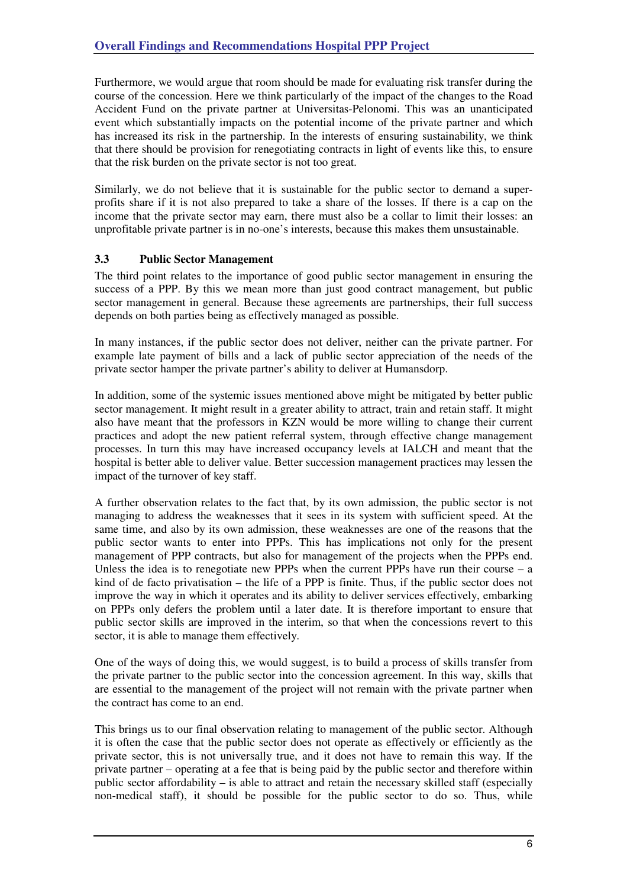Furthermore, we would argue that room should be made for evaluating risk transfer during the course of the concession. Here we think particularly of the impact of the changes to the Road Accident Fund on the private partner at Universitas-Pelonomi. This was an unanticipated event which substantially impacts on the potential income of the private partner and which has increased its risk in the partnership. In the interests of ensuring sustainability, we think that there should be provision for renegotiating contracts in light of events like this, to ensure that the risk burden on the private sector is not too great.

Similarly, we do not believe that it is sustainable for the public sector to demand a super-profits share if it is not also prepared to take a share of the losses. If there is a cap on the income that the private sector may earn, there must also be a collar to limit their losses: an unprofitable private partner is in no-one's interests, because this makes them unsustainable.

### 3.3 Public Sector Management

The third point relates to the importance of good public sector management in ensuring the success of a PPP. By this we mean more than just good contract management, but public sector management in general. Because these agreements are partnerships, their full success depends on both parties being as effectively managed as possible.

In many instances, if the public sector does not deliver, neither can the private partner. For example late payment of bills and a lack of public sector appreciation of the needs of the private sector hamper the private partner's ability to deliver at Humansdorp.

In addition, some of the systemic issues mentioned above might be mitigated by better public sector management. It might result in a greater ability to attract, train and retain staff. It might also have meant that the professors in KZN would be more willing to change their current practices and adopt the new patient referral system, through effective change management processes. In turn this may have increased occupancy levels at IALCH and meant that the hospital is better able to deliver value. Better succession management practices may lessen the impact of the turnover of key staff.

A further observation relates to the fact that, by its own admission, the public sector is not managing to address the weaknesses that it sees in its system with sufficient speed. At the same time, and also by its own admission, these weaknesses are one of the reasons that the public sector wants to enter into PPPs. This has implications not only for the present management of PPP contracts, but also for management of the projects when the PPPs end. Unless the idea is to renegotiate new PPPs when the current PPPs have run their course – a kind of de facto privatisation – the life of a PPP is finite. Thus, if the public sector does not improve the way in which it operates and its ability to deliver services effectively, embarking on PPPs only defers the problem until a later date. It is therefore important to ensure that public sector skills are improved in the interim, so that when the concessions revert to this sector, it is able to manage them effectively.

One of the ways of doing this, we would suggest, is to build a process of skills transfer from the private partner to the public sector into the concession agreement. In this way, skills that are essential to the management of the project will not remain with the private partner when the contract has come to an end.

This brings us to our final observation relating to management of the public sector. Although it is often the case that the public sector does not operate as effectively or efficiently as the private sector, this is not universally true, and it does not have to remain this way. If the private partner – operating at a fee that is being paid by the public sector and therefore within public sector affordability – is able to attract and retain the necessary skilled staff (especially non-medical staff), it should be possible for the public sector to do so. Thus, while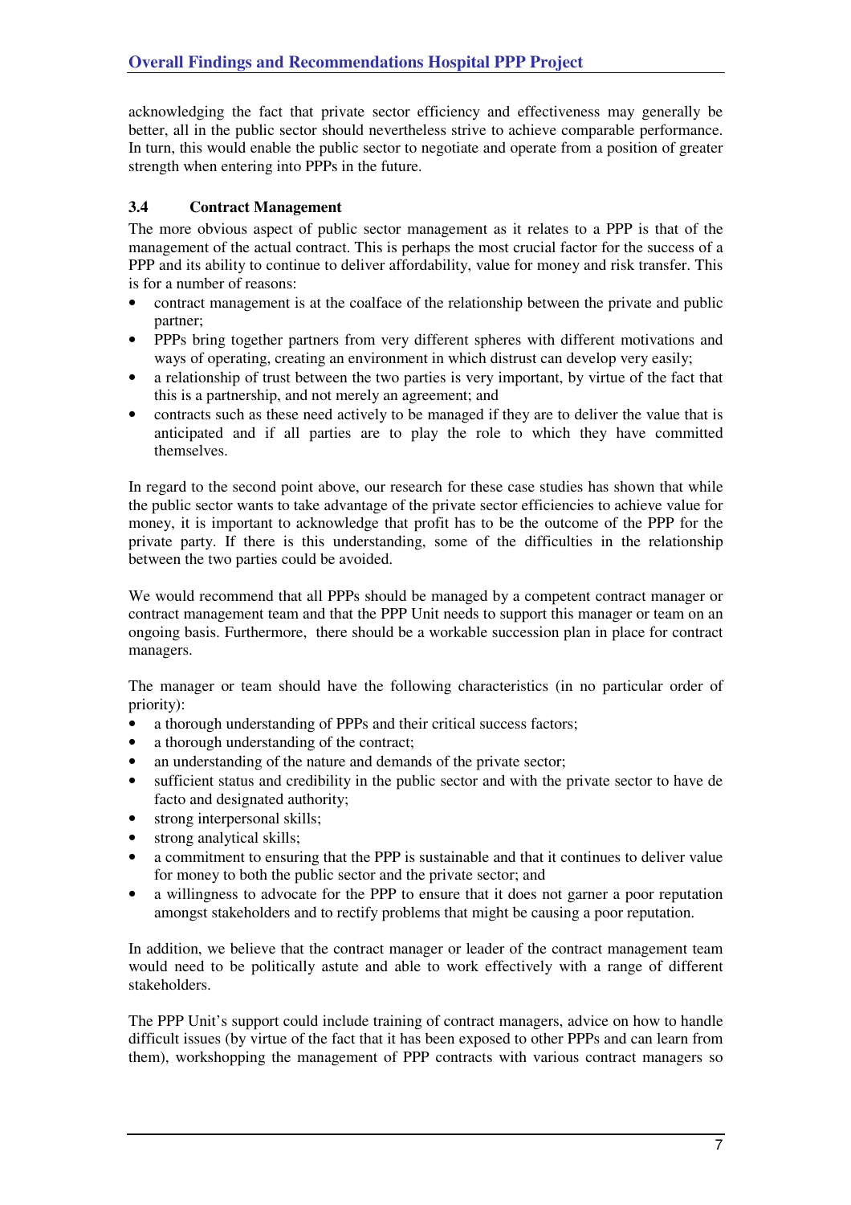acknowledging the fact that private sector efficiency and effectiveness may generally be better, all in the public sector should nevertheless strive to achieve comparable performance. In turn, this would enable the public sector to negotiate and operate from a position of greater strength when entering into PPPs in the future.

### 3.4 Contract Management

The more obvious aspect of public sector management as it relates to a PPP is that of the management of the actual contract. This is perhaps the most crucial factor for the success of a PPP and its ability to continue to deliver affordability, value for money and risk transfer. This is for a number of reasons:

- contract management is at the coalface of the relationship between the private and public partner;
- PPPs bring together partners from very different spheres with different motivations and ways of operating, creating an environment in which distrust can develop very easily;
- a relationship of trust between the two parties is very important, by virtue of the fact that this is a partnership, and not merely an agreement; and
- contracts such as these need actively to be managed if they are to deliver the value that is anticipated and if all parties are to play the role to which they have committed themselves.

In regard to the second point above, our research for these case studies has shown that while the public sector wants to take advantage of the private sector efficiencies to achieve value for money, it is important to acknowledge that profit has to be the outcome of the PPP for the private party. If there is this understanding, some of the difficulties in the relationship between the two parties could be avoided.

We would recommend that all PPPs should be managed by a competent contract manager or contract management team and that the PPP Unit needs to support this manager or team on an ongoing basis. Furthermore, there should be a workable succession plan in place for contract managers.

The manager or team should have the following characteristics (in no particular order of priority):

- a thorough understanding of PPPs and their critical success factors;
- a thorough understanding of the contract;
- an understanding of the nature and demands of the private sector;
- sufficient status and credibility in the public sector and with the private sector to have de facto and designated authority;
- strong interpersonal skills;
- strong analytical skills;
- a commitment to ensuring that the PPP is sustainable and that it continues to deliver value for money to both the public sector and the private sector; and
- a willingness to advocate for the PPP to ensure that it does not garner a poor reputation amongst stakeholders and to rectify problems that might be causing a poor reputation.

In addition, we believe that the contract manager or leader of the contract management team would need to be politically astute and able to work effectively with a range of different stakeholders.

The PPP Unit's support could include training of contract managers, advice on how to handle difficult issues (by virtue of the fact that it has been exposed to other PPPs and can learn from them), workshopping the management of PPP contracts with various contract managers so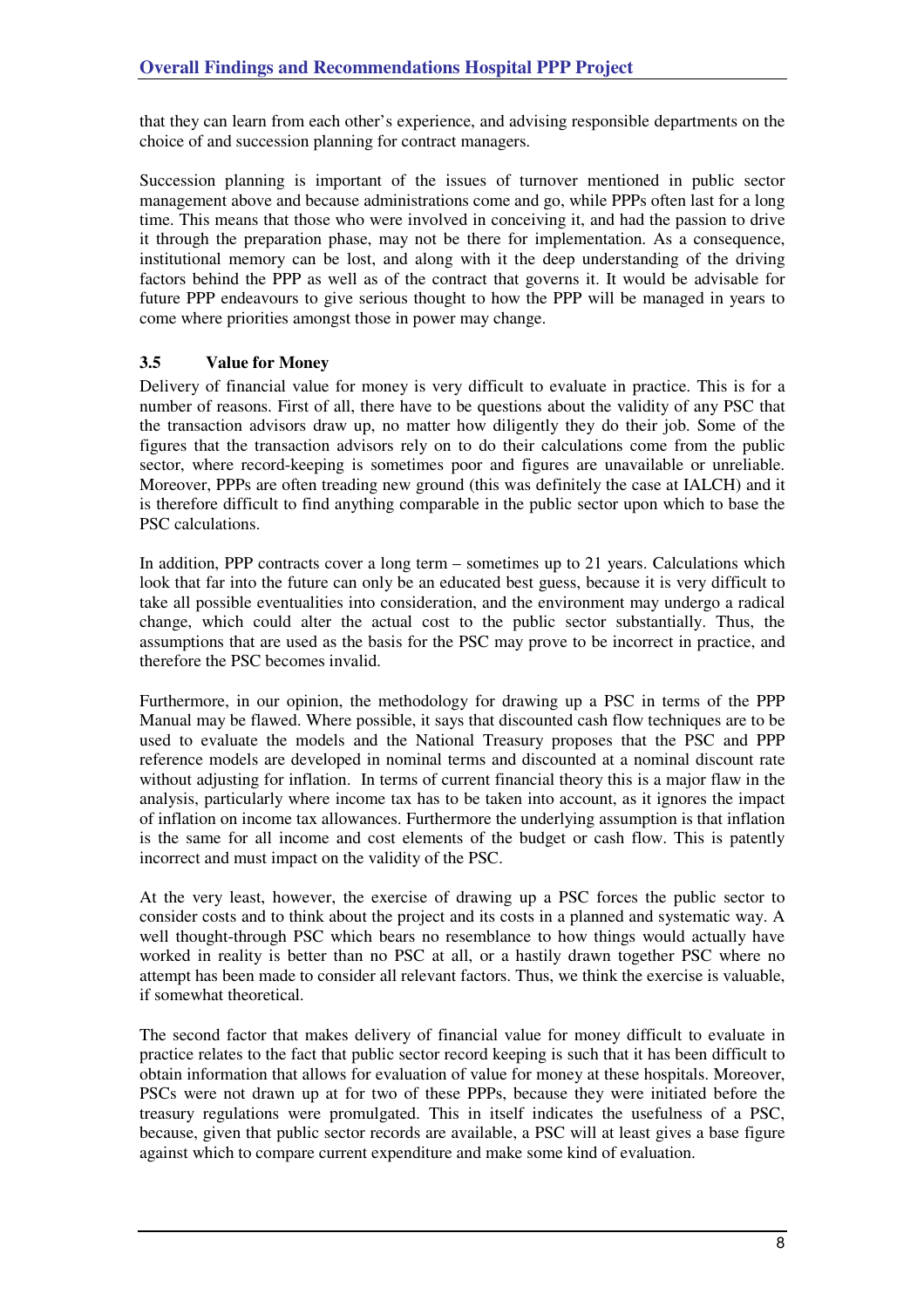that they can learn from each other's experience, and advising responsible departments on the choice of and succession planning for contract managers.

Succession planning is important of the issues of turnover mentioned in public sector management above and because administrations come and go, while PPPs often last for a long time. This means that those who were involved in conceiving it, and had the passion to drive it through the preparation phase, may not be there for implementation. As a consequence, institutional memory can be lost, and along with it the deep understanding of the driving factors behind the PPP as well as of the contract that governs it. It would be advisable for future PPP endeavours to give serious thought to how the PPP will be managed in years to come where priorities amongst those in power may change.

### 3.5 Value for Money

Delivery of financial value for money is very difficult to evaluate in practice. This is for a number of reasons. First of all, there have to be questions about the validity of any PSC that the transaction advisors draw up, no matter how diligently they do their job. Some of the figures that the transaction advisors rely on to do their calculations come from the public sector, where record-keeping is sometimes poor and figures are unavailable or unreliable. Moreover, PPPs are often treading new ground (this was definitely the case at IALCH) and it is therefore difficult to find anything comparable in the public sector upon which to base the PSC calculations.

In addition, PPP contracts cover a long term – sometimes up to 21 years. Calculations which look that far into the future can only be an educated best guess, because it is very difficult to take all possible eventualities into consideration, and the environment may undergo a radical change, which could alter the actual cost to the public sector substantially. Thus, the assumptions that are used as the basis for the PSC may prove to be incorrect in practice, and therefore the PSC becomes invalid.

Furthermore, in our opinion, the methodology for drawing up a PSC in terms of the PPP Manual may be flawed. Where possible, it says that discounted cash flow techniques are to be used to evaluate the models and the National Treasury proposes that the PSC and PPP reference models are developed in nominal terms and discounted at a nominal discount rate without adjusting for inflation. In terms of current financial theory this is a major flaw in the analysis, particularly where income tax has to be taken into account, as it ignores the impact of inflation on income tax allowances. Furthermore the underlying assumption is that inflation is the same for all income and cost elements of the budget or cash flow. This is patently incorrect and must impact on the validity of the PSC.

At the very least, however, the exercise of drawing up a PSC forces the public sector to consider costs and to think about the project and its costs in a planned and systematic way. A well thought-through PSC which bears no resemblance to how things would actually have worked in reality is better than no PSC at all, or a hastily drawn together PSC where no attempt has been made to consider all relevant factors. Thus, we think the exercise is valuable, if somewhat theoretical.

The second factor that makes delivery of financial value for money difficult to evaluate in practice relates to the fact that public sector record keeping is such that it has been difficult to obtain information that allows for evaluation of value for money at these hospitals. Moreover, PSCs were not drawn up at for two of these PPPs, because they were initiated before the treasury regulations were promulgated. This in itself indicates the usefulness of a PSC, because, given that public sector records are available, a PSC will at least gives a base figure against which to compare current expenditure and make some kind of evaluation.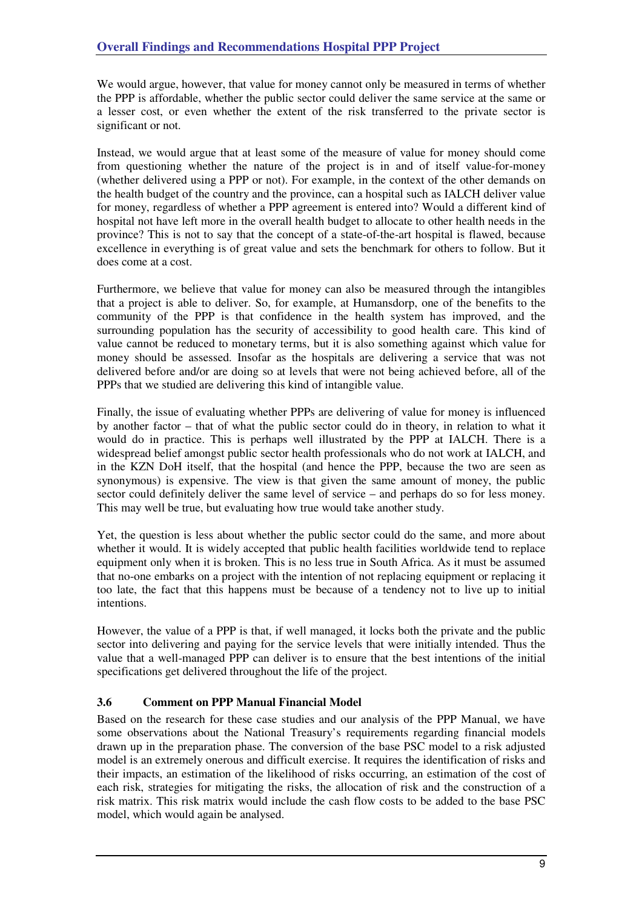We would argue, however, that value for money cannot only be measured in terms of whether the PPP is affordable, whether the public sector could deliver the same service at the same or a lesser cost, or even whether the extent of the risk transferred to the private sector is significant or not.

Instead, we would argue that at least some of the measure of value for money should come from questioning whether the nature of the project is in and of itself value-for-money (whether delivered using a PPP or not). For example, in the context of the other demands on the health budget of the country and the province, can a hospital such as IALCH deliver value for money, regardless of whether a PPP agreement is entered into? Would a different kind of hospital not have left more in the overall health budget to allocate to other health needs in the province? This is not to say that the concept of a state-of-the-art hospital is flawed, because excellence in everything is of great value and sets the benchmark for others to follow. But it does come at a cost.

Furthermore, we believe that value for money can also be measured through the intangibles that a project is able to deliver. So, for example, at Humansdorp, one of the benefits to the community of the PPP is that confidence in the health system has improved, and the surrounding population has the security of accessibility to good health care. This kind of value cannot be reduced to monetary terms, but it is also something against which value for money should be assessed. Insofar as the hospitals are delivering a service that was not delivered before and/or are doing so at levels that were not being achieved before, all of the PPPs that we studied are delivering this kind of intangible value.

Finally, the issue of evaluating whether PPPs are delivering of value for money is influenced by another factor – that of what the public sector could do in theory, in relation to what it would do in practice. This is perhaps well illustrated by the PPP at IALCH. There is a widespread belief amongst public sector health professionals who do not work at IALCH, and in the KZN DoH itself, that the hospital (and hence the PPP, because the two are seen as synonymous) is expensive. The view is that given the same amount of money, the public sector could definitely deliver the same level of service – and perhaps do so for less money. This may well be true, but evaluating how true would take another study.

Yet, the question is less about whether the public sector could do the same, and more about whether it would. It is widely accepted that public health facilities worldwide tend to replace equipment only when it is broken. This is no less true in South Africa. As it must be assumed that no-one embarks on a project with the intention of not replacing equipment or replacing it too late, the fact that this happens must be because of a tendency not to live up to initial intentions.

However, the value of a PPP is that, if well managed, it locks both the private and the public sector into delivering and paying for the service levels that were initially intended. Thus the value that a well-managed PPP can deliver is to ensure that the best intentions of the initial specifications get delivered throughout the life of the project.

### 3.6 Comment on PPP Manual Financial Model

Based on the research for these case studies and our analysis of the PPP Manual, we have some observations about the National Treasury's requirements regarding financial models drawn up in the preparation phase. The conversion of the base PSC model to a risk adjusted model is an extremely onerous and difficult exercise. It requires the identification of risks and their impacts, an estimation of the likelihood of risks occurring, an estimation of the cost of each risk, strategies for mitigating the risks, the allocation of risk and the construction of a risk matrix. This risk matrix would include the cash flow costs to be added to the base PSC model, which would again be analysed.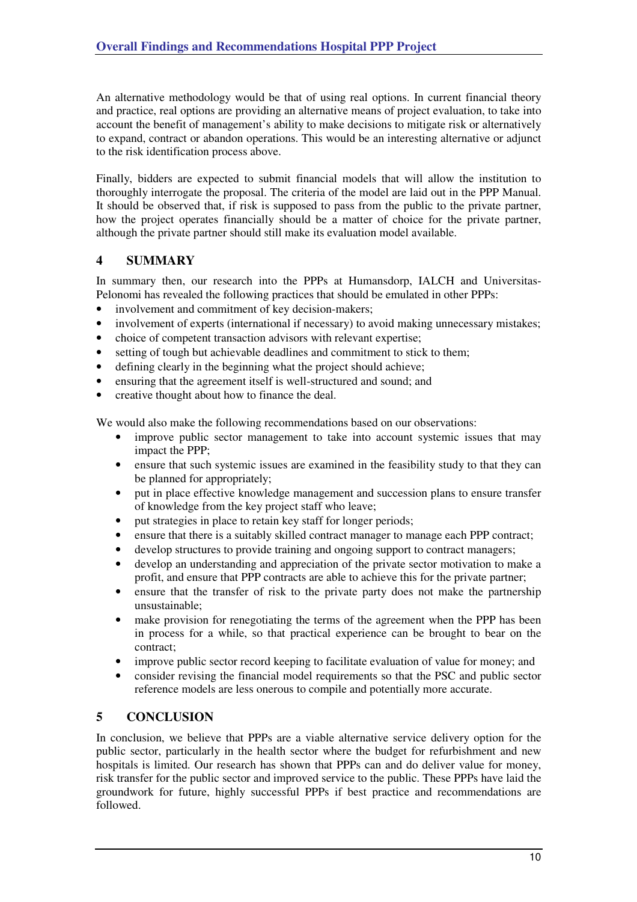An alternative methodology would be that of using real options. In current financial theory and practice, real options are providing an alternative means of project evaluation, to take into account the benefit of management's ability to make decisions to mitigate risk or alternatively to expand, contract or abandon operations. This would be an interesting alternative or adjunct to the risk identification process above.

Finally, bidders are expected to submit financial models that will allow the institution to thoroughly interrogate the proposal. The criteria of the model are laid out in the PPP Manual. It should be observed that, if risk is supposed to pass from the public to the private partner, how the project operates financially should be a matter of choice for the private partner, although the private partner should still make its evaluation model available.

## 4 SUMMARY

In summary then, our research into the PPPs at Humansdorp, IALCH and Universitas-Pelonomi has revealed the following practices that should be emulated in other PPPs:

- involvement and commitment of key decision-makers;
- involvement of experts (international if necessary) to avoid making unnecessary mistakes;
- choice of competent transaction advisors with relevant expertise;
- setting of tough but achievable deadlines and commitment to stick to them;
- defining clearly in the beginning what the project should achieve;
- ensuring that the agreement itself is well-structured and sound; and
- creative thought about how to finance the deal.

We would also make the following recommendations based on our observations:

- improve public sector management to take into account systemic issues that may impact the PPP;
- ensure that such systemic issues are examined in the feasibility study to that they can be planned for appropriately;
- put in place effective knowledge management and succession plans to ensure transfer of knowledge from the key project staff who leave;
- put strategies in place to retain key staff for longer periods;
- ensure that there is a suitably skilled contract manager to manage each PPP contract;
- develop structures to provide training and ongoing support to contract managers;
- develop an understanding and appreciation of the private sector motivation to make a profit, and ensure that PPP contracts are able to achieve this for the private partner;
- ensure that the transfer of risk to the private party does not make the partnership unsustainable;
- make provision for renegotiating the terms of the agreement when the PPP has been in process for a while, so that practical experience can be brought to bear on the contract;
- improve public sector record keeping to facilitate evaluation of value for money; and
- consider revising the financial model requirements so that the PSC and public sector reference models are less onerous to compile and potentially more accurate.

## 5 CONCLUSION

In conclusion, we believe that PPPs are a viable alternative service delivery option for the public sector, particularly in the health sector where the budget for refurbishment and new hospitals is limited. Our research has shown that PPPs can and do deliver value for money, risk transfer for the public sector and improved service to the public. These PPPs have laid the groundwork for future, highly successful PPPs if best practice and recommendations are followed.